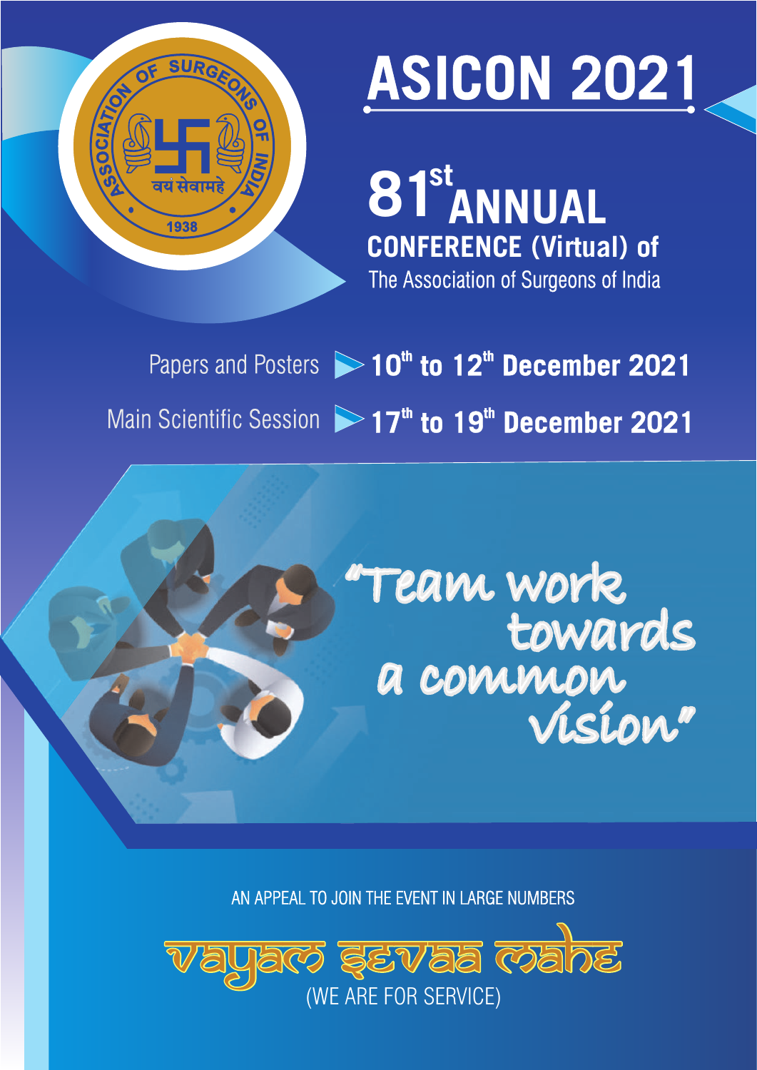ASSOCIATION OF SURGEONS OF INDIA

वयं सेवामहे

1938

# ASICON 2021

## 81st ANNUAL CONFERENCE (Virtual) of

The Association of Surgeons of India

Papers and Posters ▶ **10th to 12th December 2021**

Main Scientific Session ▶ **17th to 19th December 2021**

*"Team work towards a common vision"*

AN APPEAL TO JOIN THE EVENT IN LARGE NUMBERS

**vayam sevaa mahe**

(WE ARE FOR SERVICE)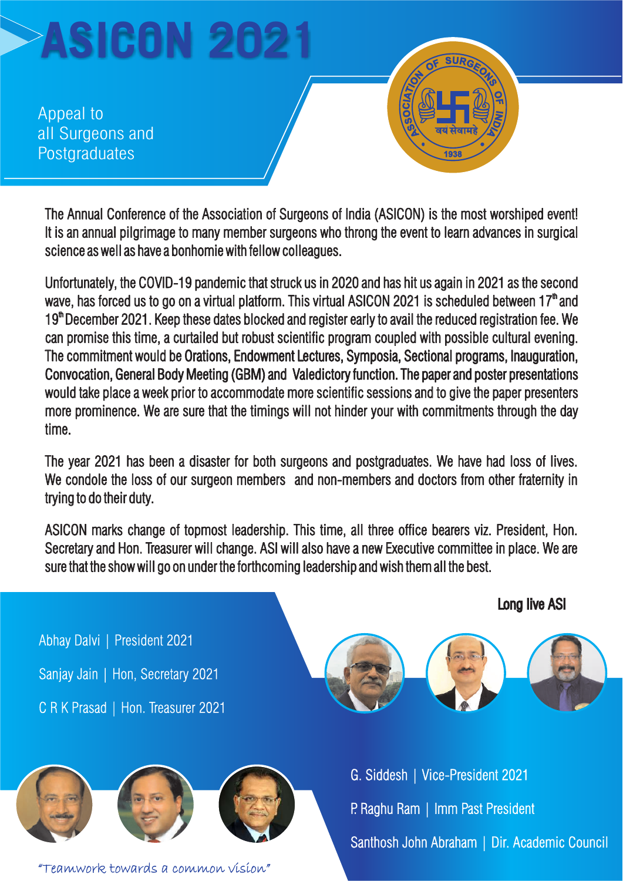# ASICON 2021

Appeal to
all Surgeons and
Postgraduates

ASSOCIATION OF SURGEONS OF INDIA
वयं सेवामहे
1938

The Annual Conference of the Association of Surgeons of India (ASICON) is the most worshiped event! It is an annual pilgrimage to many member surgeons who throng the event to learn advances in surgical science as well as have a bonhomie with fellow colleagues.

Unfortunately, the COVID-19 pandemic that struck us in 2020 and has hit us again in 2021 as the second wave, has forced us to go on a virtual platform. This virtual ASICON 2021 is scheduled between 17th and 19th December 2021. Keep these dates blocked and register early to avail the reduced registration fee. We can promise this time, a curtailed but robust scientific program coupled with possible cultural evening. The commitment would be **Orations, Endowment Lectures, Symposia, Sectional programs, Inauguration, Convocation, General Body Meeting (GBM) and Valedictory function.** The paper and poster presentations would take place a week prior to accommodate more scientific sessions and to give the paper presenters more prominence. We are sure that the timings will not hinder your with commitments through the day time.

The year 2021 has been a disaster for both surgeons and postgraduates. We have had loss of lives. We condole the loss of our surgeon members and non-members and doctors from other fraternity in trying to do their duty.

ASICON marks change of topmost leadership. This time, all three office bearers viz. President, Hon. Secretary and Hon. Treasurer will change. ASI will also have a new Executive committee in place. We are sure that the show will go on under the forthcoming leadership and wish them all the best.

**Long live ASI**

Abhay Dalvi | President 2021

Sanjay Jain | Hon, Secretary 2021

C R K Prasad | Hon. Treasurer 2021

G. Siddesh | Vice-President 2021

P. Raghu Ram | Imm Past President

Santhosh John Abraham | Dir. Academic Council

*"Teamwork towards a common vision"*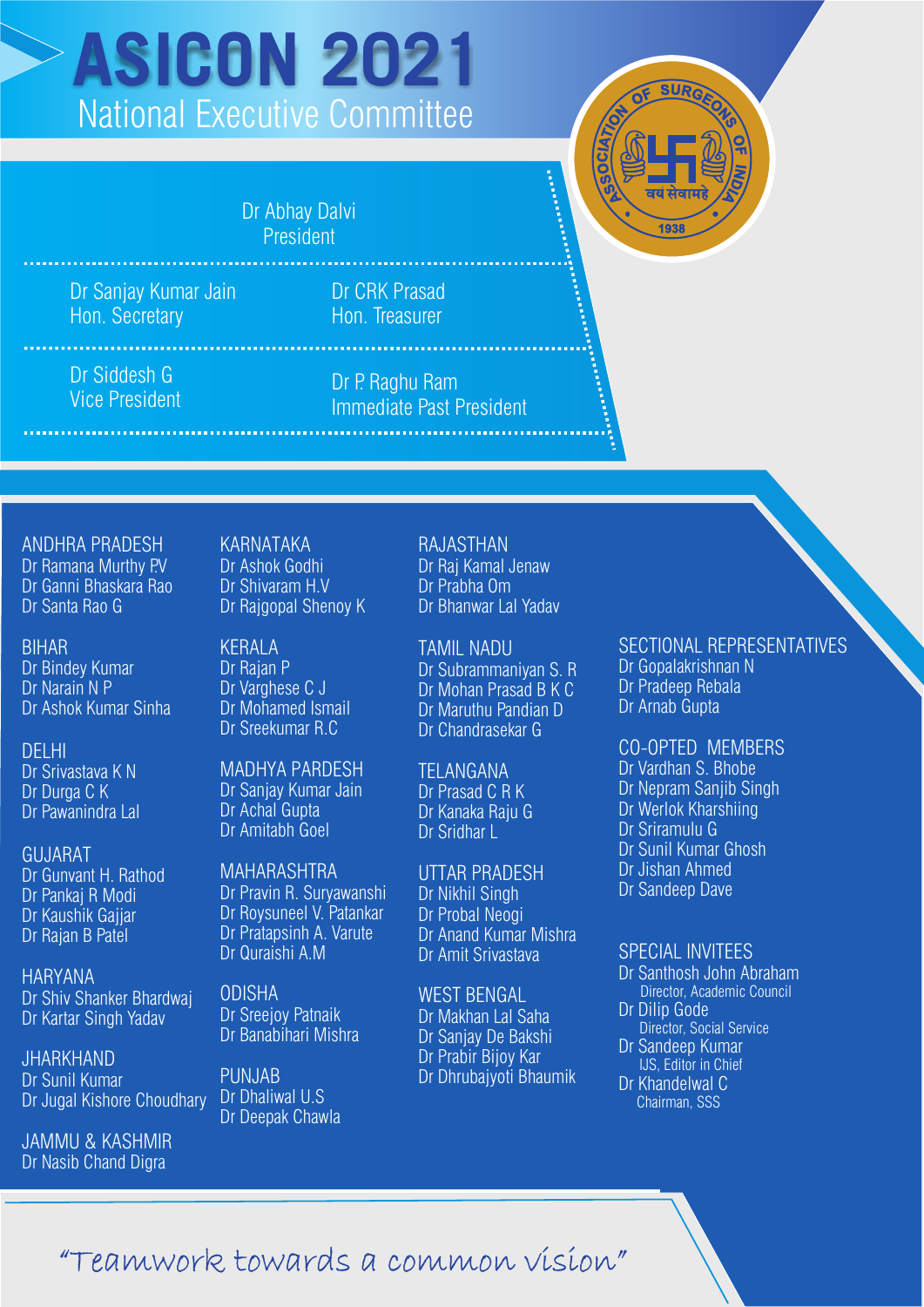# ASICON 2021

## National Executive Committee

**Dr Abhay Dalvi**
President

**Dr Sanjay Kumar Jain**
Hon. Secretary

**Dr CRK Prasad**
Hon. Treasurer

**Dr Siddesh G**
Vice President

**Dr P. Raghu Ram**
Immediate Past President

### ANDHRA PRADESH
Dr Ramana Murthy P.V
Dr Ganni Bhaskara Rao
Dr Santa Rao G

### BIHAR
Dr Bindey Kumar
Dr Narain N P
Dr Ashok Kumar Sinha

### DELHI
Dr Srivastava K N
Dr Durga C K
Dr Pawanindra Lal

### GUJARAT
Dr Gunvant H. Rathod
Dr Pankaj R Modi
Dr Kaushik Gajjar
Dr Rajan B Patel

### HARYANA
Dr Shiv Shanker Bhardwaj
Dr Kartar Singh Yadav

### JHARKHAND
Dr Sunil Kumar
Dr Jugal Kishore Choudhary

### JAMMU & KASHMIR
Dr Nasib Chand Digra

### KARNATAKA
Dr Ashok Godhi
Dr Shivaram H.V
Dr Rajgopal Shenoy K

### KERALA
Dr Rajan P
Dr Varghese C J
Dr Mohamed Ismail
Dr Sreekumar R.C

### MADHYA PARDESH
Dr Sanjay Kumar Jain
Dr Achal Gupta
Dr Amitabh Goel

### MAHARASHTRA
Dr Pravin R. Suryawanshi
Dr Roysuneel V. Patankar
Dr Pratapsinh A. Varute
Dr Quraishi A.M

### ODISHA
Dr Sreejoy Patnaik
Dr Banabihari Mishra

### PUNJAB
Dr Dhaliwal U.S
Dr Deepak Chawla

### RAJASTHAN
Dr Raj Kamal Jenaw
Dr Prabha Om
Dr Bhanwar Lal Yadav

### TAMIL NADU
Dr Subrammaniyan S. R
Dr Mohan Prasad B K C
Dr Maruthu Pandian D
Dr Chandrasekar G

### TELANGANA
Dr Prasad C R K
Dr Kanaka Raju G
Dr Sridhar L

### UTTAR PRADESH
Dr Nikhil Singh
Dr Probal Neogi
Dr Anand Kumar Mishra
Dr Amit Srivastava

### WEST BENGAL
Dr Makhan Lal Saha
Dr Sanjay De Bakshi
Dr Prabir Bijoy Kar
Dr Dhrubajyoti Bhaumik

### SECTIONAL REPRESENTATIVES
Dr Gopalakrishnan N
Dr Pradeep Rebala
Dr Arnab Gupta

### CO-OPTED MEMBERS
Dr Vardhan S. Bhobe
Dr Nepram Sanjib Singh
Dr Werlok Kharshiing
Dr Sriramulu G
Dr Sunil Kumar Ghosh
Dr Jishan Ahmed
Dr Sandeep Dave

### SPECIAL INVITEES
Dr Santhosh John Abraham
Director, Academic Council
Dr Dilip Gode
Director, Social Service
Dr Sandeep Kumar
IJS, Editor in Chief
Dr Khandelwal C
Chairman, SSS

*"Teamwork towards a common vision"*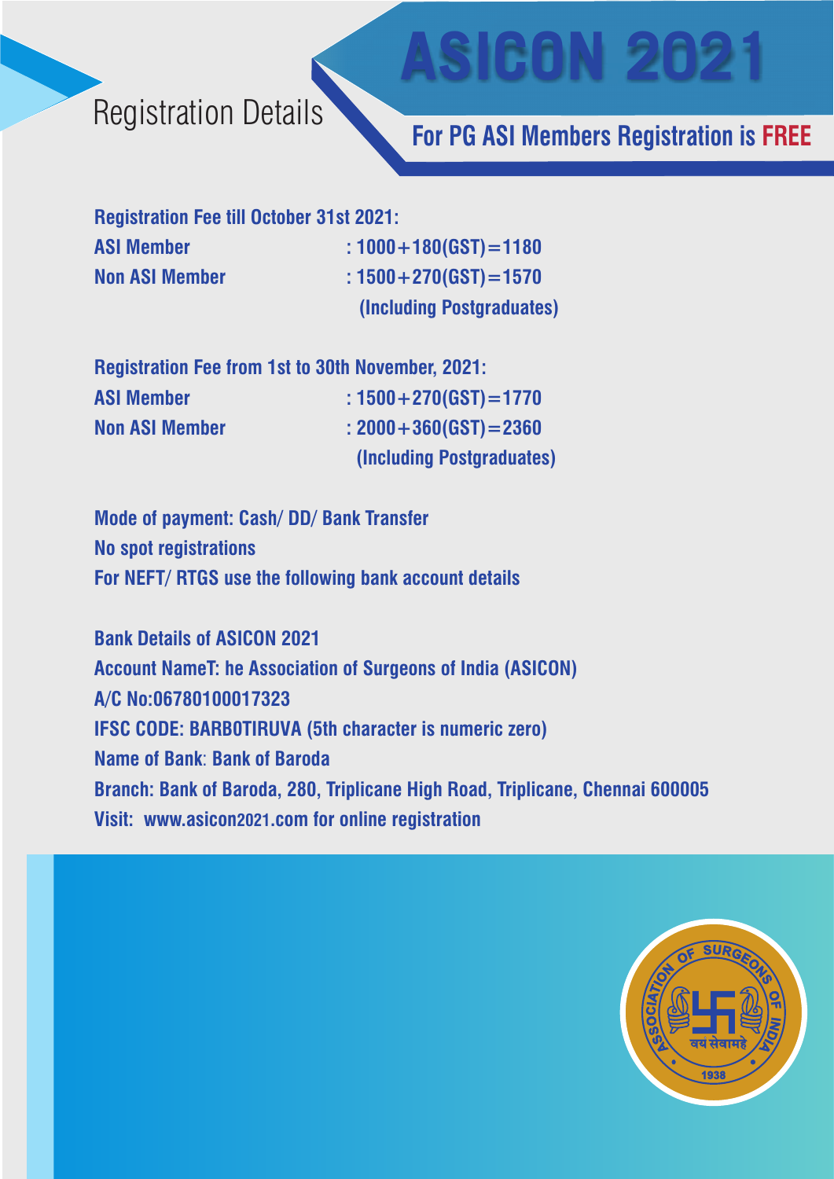# ASICON 2021

## Registration Details

**For PG ASI Members Registration is FREE**

**Registration Fee till October 31st 2021:**

**ASI Member** : 1000+180(GST)=1180

**Non ASI Member** : 1500+270(GST)=1570 (Including Postgraduates)

**Registration Fee from 1st to 30th November, 2021:**

**ASI Member** : 1500+270(GST)=1770

**Non ASI Member** : 2000+360(GST)=2360 (Including Postgraduates)

**Mode of payment: Cash/ DD/ Bank Transfer**

**No spot registrations**

**For NEFT/ RTGS use the following bank account details**

**Bank Details of ASICON 2021**

**Account NameT: he Association of Surgeons of India (ASICON)**

**A/C No:06780100017323**

**IFSC CODE: BARB0TIRUVA (5th character is numeric zero)**

**Name of Bank: Bank of Baroda**

**Branch: Bank of Baroda, 280, Triplicane High Road, Triplicane, Chennai 600005**

**Visit: www.asicon2021.com for online registration**

ASSOCIATION OF SURGEONS OF INDIA

वयं सेवामहे

1938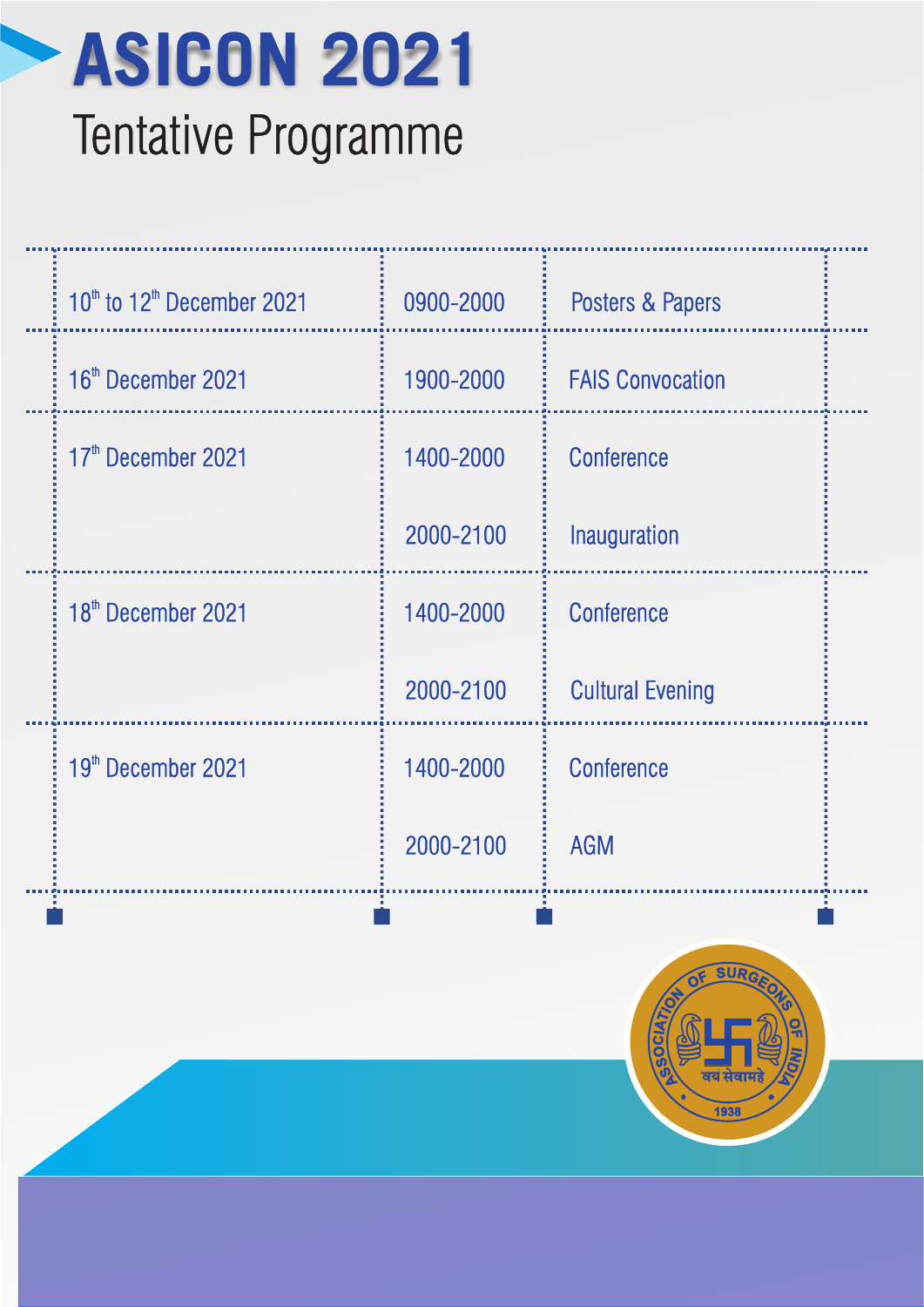# ASICON 2021

## Tentative Programme

| | | |
|---|---|---|
| 10th to 12th December 2021 | 0900-2000 | Posters & Papers |
| 16th December 2021 | 1900-2000 | FAIS Convocation |
| 17th December 2021 | 1400-2000 | Conference |
| | 2000-2100 | Inauguration |
| 18th December 2021 | 1400-2000 | Conference |
| | 2000-2100 | Cultural Evening |
| 19th December 2021 | 1400-2000 | Conference |
| | 2000-2100 | AGM |

ASSOCIATION OF SURGEONS OF INDIA
वय सेवामहे
1938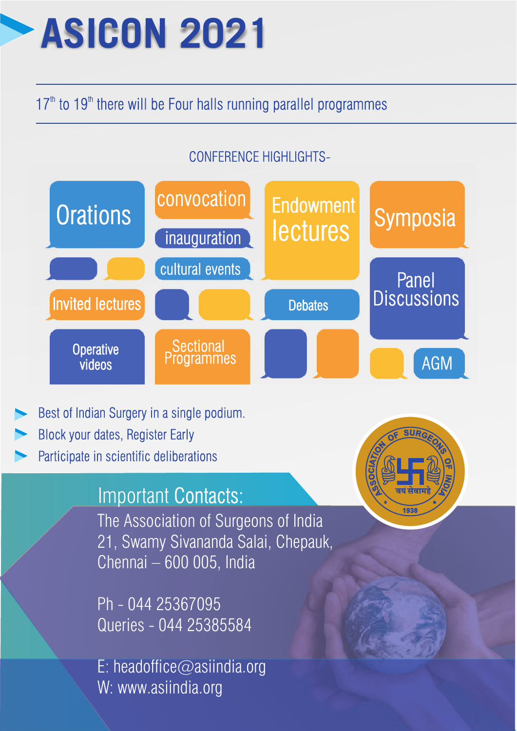# ASICON 2021

17th to 19th there will be Four halls running parallel programmes

CONFERENCE HIGHLIGHTS-

- Orations
- convocation
- inauguration
- cultural events
- Endowment lectures
- Symposia
- Panel Discussions
- Invited lectures
- Debates
- Operative videos
- Sectional Programmes
- AGM

- Best of Indian Surgery in a single podium.
- Block your dates, Register Early
- Participate in scientific deliberations

ASSOCIATION OF SURGEONS OF INDIA
वय सेवामहे
1938

## Important Contacts:

The Association of Surgeons of India
21, Swamy Sivananda Salai, Chepauk,
Chennai – 600 005, India

Ph - 044 25367095
Queries - 044 25385584

E: headoffice@asiindia.org
W: www.asiindia.org